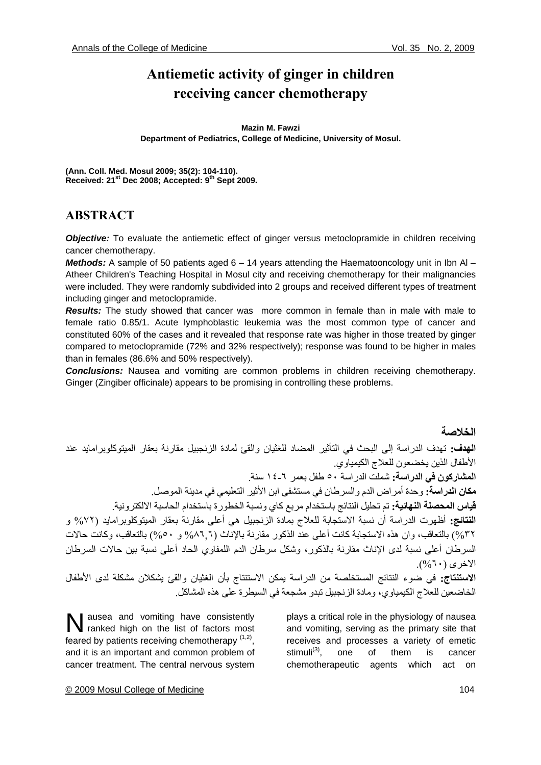# Antiemetic activity of ginger in children receiving cancer chemotherapy

**Mazin M. Fawzi**
**Department of Pediatrics, College of Medicine, University of Mosul.**

**(Ann. Coll. Med. Mosul 2009; 35(2): 104-110).**
**Received: 21st Dec 2008; Accepted: 9th Sept 2009.**

## ABSTRACT

***Objective:*** To evaluate the antiemetic effect of ginger versus metoclopramide in children receiving cancer chemotherapy.

***Methods:*** A sample of 50 patients aged 6 – 14 years attending the Haematooncology unit in Ibn Al – Atheer Children's Teaching Hospital in Mosul city and receiving chemotherapy for their malignancies were included. They were randomly subdivided into 2 groups and received different types of treatment including ginger and metoclopramide.

***Results:*** The study showed that cancer was more common in female than in male with male to female ratio 0.85/1. Acute lymphoblastic leukemia was the most common type of cancer and constituted 60% of the cases and it revealed that response rate was higher in those treated by ginger compared to metoclopramide (72% and 32% respectively); response was found to be higher in males than in females (86.6% and 50% respectively).

***Conclusions:*** Nausea and vomiting are common problems in children receiving chemotherapy. Ginger (Zingiber officinale) appears to be promising in controlling these problems.

## الخلاصة

**الهدف:** تهدف الدراسة إلى البحث في التأثير المضاد للغثيان والقيئ لمادة الزنجبيل مقارنة بعقار الميتوكلوبرامايد عند الأطفال الذين يخضعون للعلاج الكيمياوي.

**المشاركون في الدراسة:** شملت الدراسة ٥٠ طفل بعمر ٦-١٤ سنة.

**مكان الدراسة:** وحدة أمراض الدم والسرطان في مستشفى ابن الأثير التعليمي في مدينة الموصل.

**قياس المحصلة النهائية:** تم تحليل النتائج باستخدام مربع كاي ونسبة الخطورة باستخدام الحاسبة الالكترونية.

**النتائج:** أظهرت الدراسة أن نسبة الاستجابة للعلاج بمادة الزنجبيل هي أعلى مقارنة بعقار الميتوكلوبرامايد (٧٢% و ٣٢%) بالتعاقب، وان هذه الاستجابة كانت أعلى عند الذكور مقارنة بالإناث (٨٦,٦% و ٥٠%) بالتعاقب، وكانت حالات السرطان أعلى نسبة لدى الإناث مقارنة بالذكور، وشكل سرطان الدم اللمفاوي الحاد أعلى نسبة بين حالات السرطان الاخرى (٦٠%).

**الاستنتاج:** في ضوء النتائج المستخلصة من الدراسة يمكن الاستنتاج بأن الغثيان والقيئ يشكلان مشكلة لدى الأطفال الخاضعين للعلاج الكيمياوي، ومادة الزنجبيل تبدو مشجعة في السيطرة على هذه المشاكل.

Nausea and vomiting have consistently ranked high on the list of factors most feared by patients receiving chemotherapy [1,2], and it is an important and common problem of cancer treatment. The central nervous system plays a critical role in the physiology of nausea and vomiting, serving as the primary site that receives and processes a variety of emetic stimuli[3], one of them is cancer chemotherapeutic agents which act on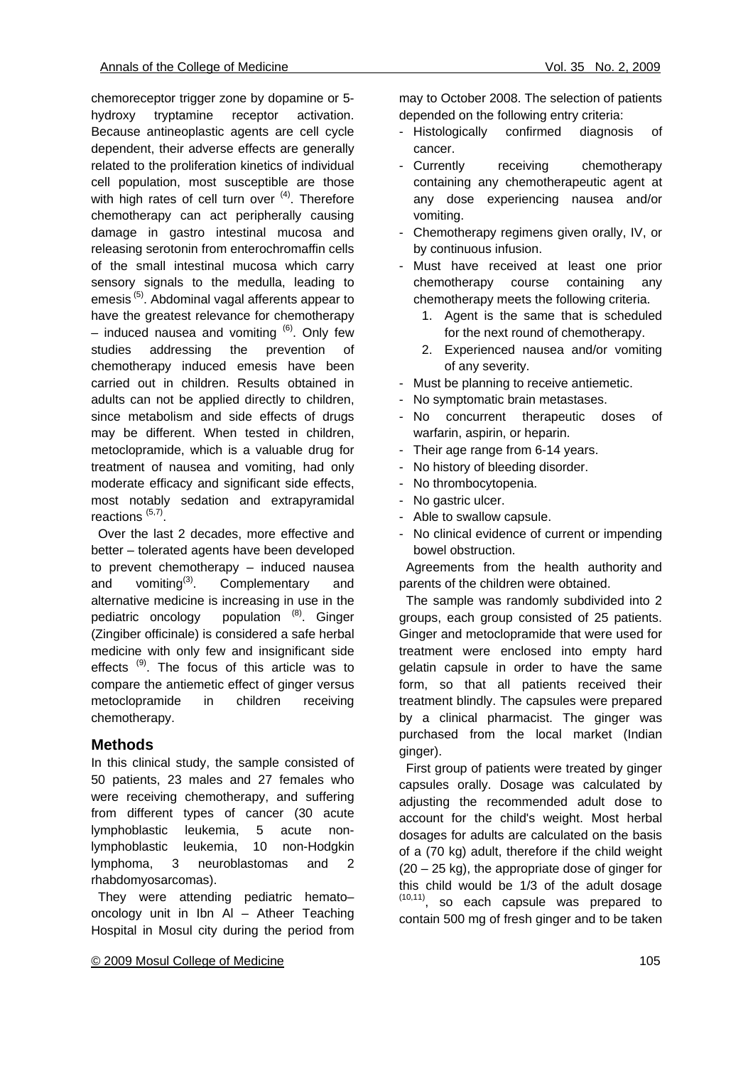chemoreceptor trigger zone by dopamine or 5-hydroxy tryptamine receptor activation. Because antineoplastic agents are cell cycle dependent, their adverse effects are generally related to the proliferation kinetics of individual cell population, most susceptible are those with high rates of cell turn over [4]. Therefore chemotherapy can act peripherally causing damage in gastro intestinal mucosa and releasing serotonin from enterochromaffin cells of the small intestinal mucosa which carry sensory signals to the medulla, leading to emesis [5]. Abdominal vagal afferents appear to have the greatest relevance for chemotherapy – induced nausea and vomiting [6]. Only few studies addressing the prevention of chemotherapy induced emesis have been carried out in children. Results obtained in adults can not be applied directly to children, since metabolism and side effects of drugs may be different. When tested in children, metoclopramide, which is a valuable drug for treatment of nausea and vomiting, had only moderate efficacy and significant side effects, most notably sedation and extrapyramidal reactions [5,7].

Over the last 2 decades, more effective and better – tolerated agents have been developed to prevent chemotherapy – induced nausea and vomiting[3]. Complementary and alternative medicine is increasing in use in the pediatric oncology population [8]. Ginger (Zingiber officinale) is considered a safe herbal medicine with only few and insignificant side effects [9]. The focus of this article was to compare the antiemetic effect of ginger versus metoclopramide in children receiving chemotherapy.

## Methods

In this clinical study, the sample consisted of 50 patients, 23 males and 27 females who were receiving chemotherapy, and suffering from different types of cancer (30 acute lymphoblastic leukemia, 5 acute non-lymphoblastic leukemia, 10 non-Hodgkin lymphoma, 3 neuroblastomas and 2 rhabdomyosarcomas).

They were attending pediatric hemato–oncology unit in Ibn Al – Atheer Teaching Hospital in Mosul city during the period from may to October 2008. The selection of patients depended on the following entry criteria:

- Histologically confirmed diagnosis of cancer.
- Currently receiving chemotherapy containing any chemotherapeutic agent at any dose experiencing nausea and/or vomiting.
- Chemotherapy regimens given orally, IV, or by continuous infusion.
- Must have received at least one prior chemotherapy course containing any chemotherapy meets the following criteria.
    1. Agent is the same that is scheduled for the next round of chemotherapy.
    2. Experienced nausea and/or vomiting of any severity.
- Must be planning to receive antiemetic.
- No symptomatic brain metastases.
- No concurrent therapeutic doses of warfarin, aspirin, or heparin.
- Their age range from 6-14 years.
- No history of bleeding disorder.
- No thrombocytopenia.
- No gastric ulcer.
- Able to swallow capsule.
- No clinical evidence of current or impending bowel obstruction.

Agreements from the health authority and parents of the children were obtained.

The sample was randomly subdivided into 2 groups, each group consisted of 25 patients. Ginger and metoclopramide that were used for treatment were enclosed into empty hard gelatin capsule in order to have the same form, so that all patients received their treatment blindly. The capsules were prepared by a clinical pharmacist. The ginger was purchased from the local market (Indian ginger).

First group of patients were treated by ginger capsules orally. Dosage was calculated by adjusting the recommended adult dose to account for the child's weight. Most herbal dosages for adults are calculated on the basis of a (70 kg) adult, therefore if the child weight (20 – 25 kg), the appropriate dose of ginger for this child would be 1/3 of the adult dosage [10,11], so each capsule was prepared to contain 500 mg of fresh ginger and to be taken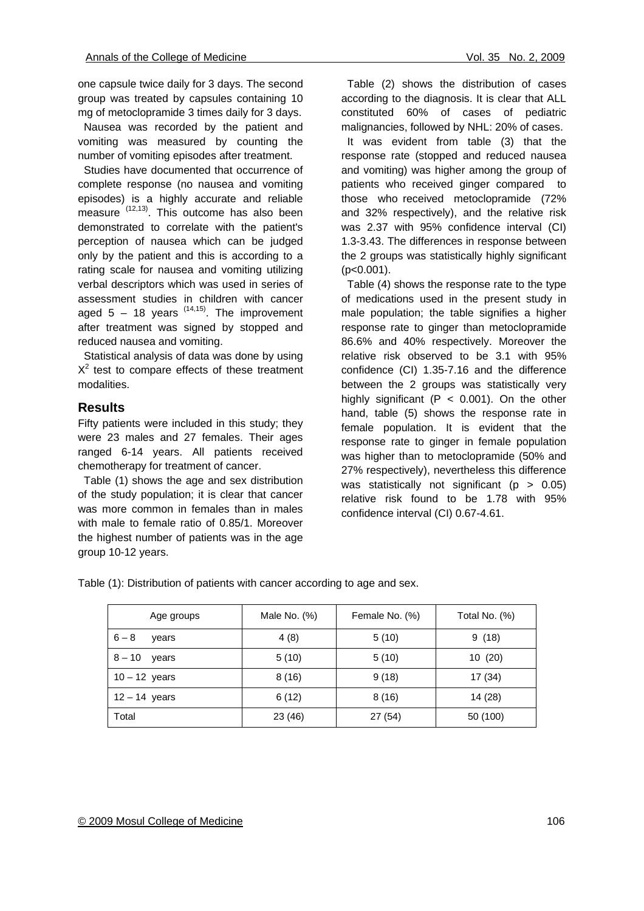one capsule twice daily for 3 days. The second group was treated by capsules containing 10 mg of metoclopramide 3 times daily for 3 days.

Nausea was recorded by the patient and vomiting was measured by counting the number of vomiting episodes after treatment.

Studies have documented that occurrence of complete response (no nausea and vomiting episodes) is a highly accurate and reliable measure [12,13]. This outcome has also been demonstrated to correlate with the patient's perception of nausea which can be judged only by the patient and this is according to a rating scale for nausea and vomiting utilizing verbal descriptors which was used in series of assessment studies in children with cancer aged 5 – 18 years [14,15]. The improvement after treatment was signed by stopped and reduced nausea and vomiting.

Statistical analysis of data was done by using $X^2$ test to compare effects of these treatment modalities.

## Results

Fifty patients were included in this study; they were 23 males and 27 females. Their ages ranged 6-14 years. All patients received chemotherapy for treatment of cancer.

Table (1) shows the age and sex distribution of the study population; it is clear that cancer was more common in females than in males with male to female ratio of 0.85/1. Moreover the highest number of patients was in the age group 10-12 years.

Table (2) shows the distribution of cases according to the diagnosis. It is clear that ALL constituted 60% of cases of pediatric malignancies, followed by NHL: 20% of cases.

It was evident from table (3) that the response rate (stopped and reduced nausea and vomiting) was higher among the group of patients who received ginger compared to those who received metoclopramide (72% and 32% respectively), and the relative risk was 2.37 with 95% confidence interval (CI) 1.3-3.43. The differences in response between the 2 groups was statistically highly significant ($p<0.001$).

Table (4) shows the response rate to the type of medications used in the present study in male population; the table signifies a higher response rate to ginger than metoclopramide 86.6% and 40% respectively. Moreover the relative risk observed to be 3.1 with 95% confidence (CI) 1.35-7.16 and the difference between the 2 groups was statistically very highly significant ($P < 0.001$). On the other hand, table (5) shows the response rate in female population. It is evident that the response rate to ginger in female population was higher than to metoclopramide (50% and 27% respectively), nevertheless this difference was statistically not significant ($p > 0.05$) relative risk found to be 1.78 with 95% confidence interval (CI) 0.67-4.61.

Table (1): Distribution of patients with cancer according to age and sex.

| Age groups | Male No. (%) | Female No. (%) | Total No. (%) |
|---|---|---|---|
| 6 – 8 years | 4 (8) | 5 (10) | 9 (18) |
| 8 – 10 years | 5 (10) | 5 (10) | 10 (20) |
| 10 – 12 years | 8 (16) | 9 (18) | 17 (34) |
| 12 – 14 years | 6 (12) | 8 (16) | 14 (28) |
| Total | 23 (46) | 27 (54) | 50 (100) |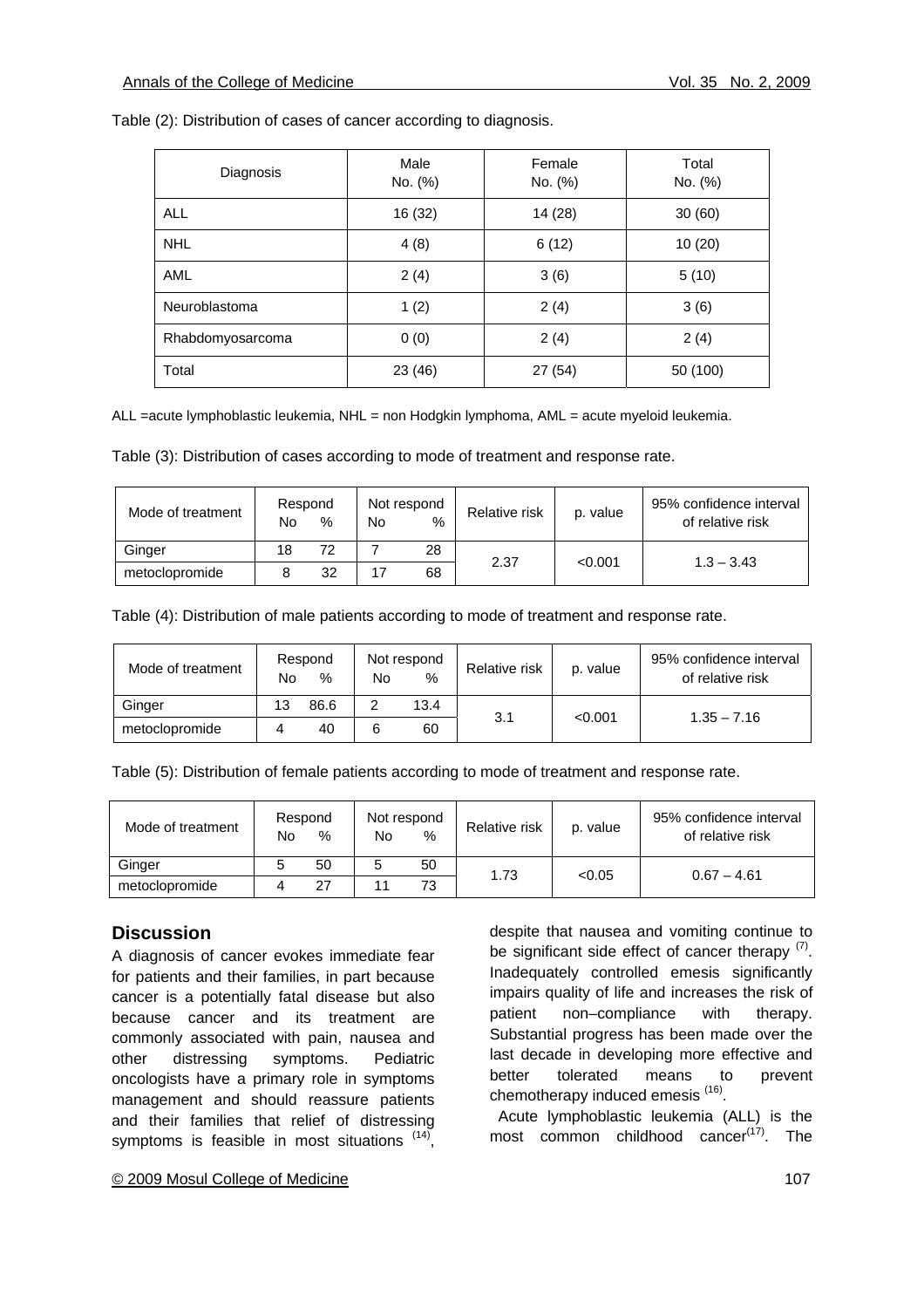Table (2): Distribution of cases of cancer according to diagnosis.

| Diagnosis | Male No. (%) | Female No. (%) | Total No. (%) |
|---|---|---|---|
| ALL | 16 (32) | 14 (28) | 30 (60) |
| NHL | 4 (8) | 6 (12) | 10 (20) |
| AML | 2 (4) | 3 (6) | 5 (10) |
| Neuroblastoma | 1 (2) | 2 (4) | 3 (6) |
| Rhabdomyosarcoma | 0 (0) | 2 (4) | 2 (4) |
| Total | 23 (46) | 27 (54) | 50 (100) |

ALL =acute lymphoblastic leukemia, NHL = non Hodgkin lymphoma, AML = acute myeloid leukemia.

Table (3): Distribution of cases according to mode of treatment and response rate.

| Mode of treatment | Respond No | Respond % | Not respond No | Not respond % | Relative risk | p. value | 95% confidence interval of relative risk |
|---|---|---|---|---|---|---|---|
| Ginger | 18 | 72 | 7 | 28 | 2.37 | <0.001 | 1.3 – 3.43 |
| metoclopromide | 8 | 32 | 17 | 68 | | | |

Table (4): Distribution of male patients according to mode of treatment and response rate.

| Mode of treatment | Respond No | Respond % | Not respond No | Not respond % | Relative risk | p. value | 95% confidence interval of relative risk |
|---|---|---|---|---|---|---|---|
| Ginger | 13 | 86.6 | 2 | 13.4 | 3.1 | <0.001 | 1.35 – 7.16 |
| metoclopromide | 4 | 40 | 6 | 60 | | | |

Table (5): Distribution of female patients according to mode of treatment and response rate.

| Mode of treatment | Respond No | Respond % | Not respond No | Not respond % | Relative risk | p. value | 95% confidence interval of relative risk |
|---|---|---|---|---|---|---|---|
| Ginger | 5 | 50 | 5 | 50 | 1.73 | <0.05 | 0.67 – 4.61 |
| metoclopromide | 4 | 27 | 11 | 73 | | | |

## Discussion

A diagnosis of cancer evokes immediate fear for patients and their families, in part because cancer is a potentially fatal disease but also because cancer and its treatment are commonly associated with pain, nausea and other distressing symptoms. Pediatric oncologists have a primary role in symptoms management and should reassure patients and their families that relief of distressing symptoms is feasible in most situations [14], despite that nausea and vomiting continue to be significant side effect of cancer therapy [7]. Inadequately controlled emesis significantly impairs quality of life and increases the risk of patient non–compliance with therapy. Substantial progress has been made over the last decade in developing more effective and better tolerated means to prevent chemotherapy induced emesis [16].

Acute lymphoblastic leukemia (ALL) is the most common childhood cancer[17]. The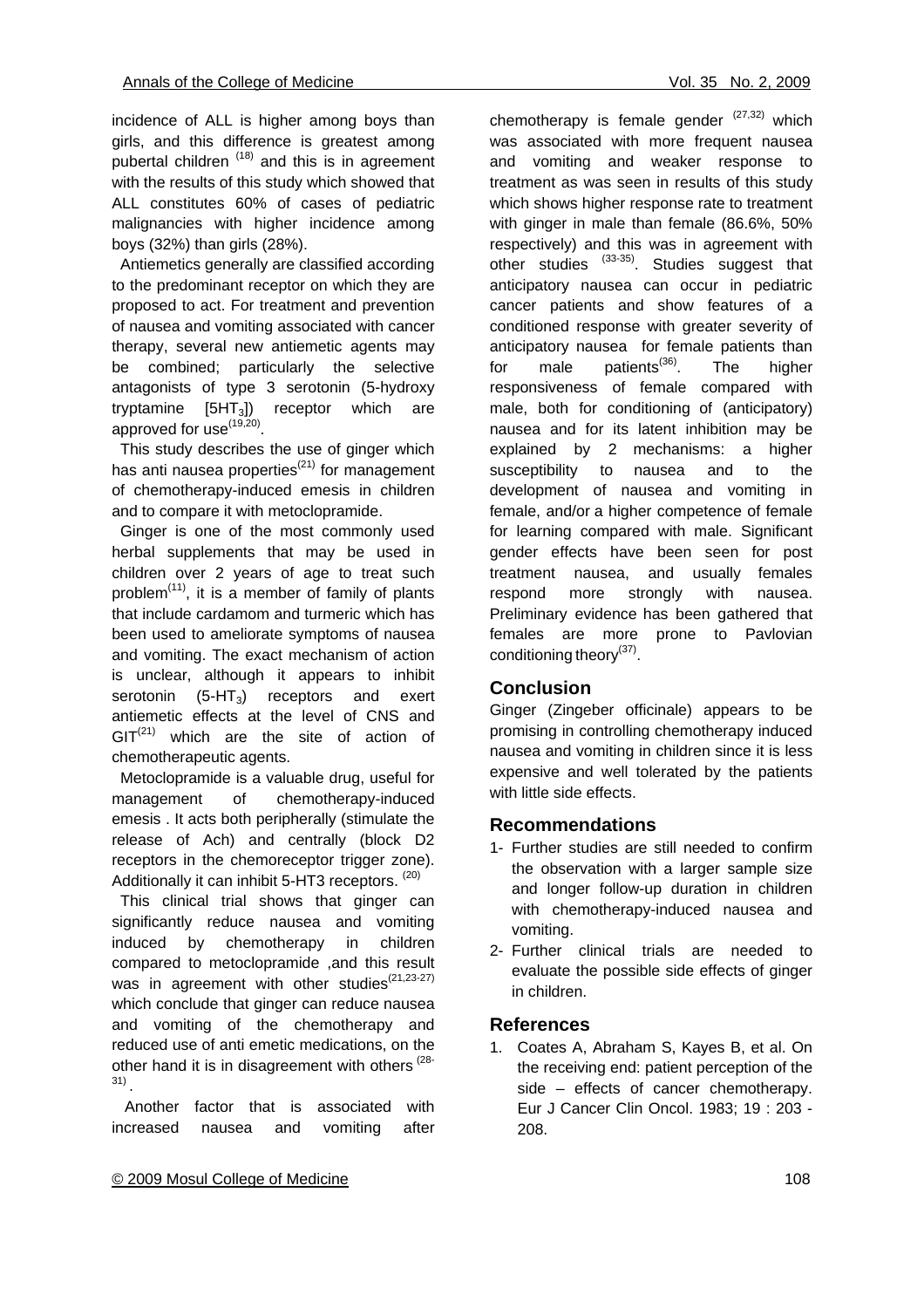incidence of ALL is higher among boys than girls, and this difference is greatest among pubertal children [18] and this is in agreement with the results of this study which showed that ALL constitutes 60% of cases of pediatric malignancies with higher incidence among boys (32%) than girls (28%).

Antiemetics generally are classified according to the predominant receptor on which they are proposed to act. For treatment and prevention of nausea and vomiting associated with cancer therapy, several new antiemetic agents may be combined; particularly the selective antagonists of type 3 serotonin (5-hydroxy tryptamine [$5HT_3$]) receptor which are approved for use[19,20].

This study describes the use of ginger which has anti nausea properties[21] for management of chemotherapy-induced emesis in children and to compare it with metoclopramide.

Ginger is one of the most commonly used herbal supplements that may be used in children over 2 years of age to treat such problem[11], it is a member of family of plants that include cardamom and turmeric which has been used to ameliorate symptoms of nausea and vomiting. The exact mechanism of action is unclear, although it appears to inhibit serotonin ($5\text{-}HT_3$) receptors and exert antiemetic effects at the level of CNS and GIT[21] which are the site of action of chemotherapeutic agents.

Metoclopramide is a valuable drug, useful for management of chemotherapy-induced emesis . It acts both peripherally (stimulate the release of Ach) and centrally (block D2 receptors in the chemoreceptor trigger zone). Additionally it can inhibit 5-HT3 receptors. [20]

This clinical trial shows that ginger can significantly reduce nausea and vomiting induced by chemotherapy in children compared to metoclopramide ,and this result was in agreement with other studies[21,23-27] which conclude that ginger can reduce nausea and vomiting of the chemotherapy and reduced use of anti emetic medications, on the other hand it is in disagreement with others [28-31] .

Another factor that is associated with increased nausea and vomiting after chemotherapy is female gender [27,32] which was associated with more frequent nausea and vomiting and weaker response to treatment as was seen in results of this study which shows higher response rate to treatment with ginger in male than female (86.6%, 50% respectively) and this was in agreement with other studies [33-35]. Studies suggest that anticipatory nausea can occur in pediatric cancer patients and show features of a conditioned response with greater severity of anticipatory nausea for female patients than for male patients[36]. The higher responsiveness of female compared with male, both for conditioning of (anticipatory) nausea and for its latent inhibition may be explained by 2 mechanisms: a higher susceptibility to nausea and to the development of nausea and vomiting in female, and/or a higher competence of female for learning compared with male. Significant gender effects have been seen for post treatment nausea, and usually females respond more strongly with nausea. Preliminary evidence has been gathered that females are more prone to Pavlovian conditioning theory[37].

## Conclusion

Ginger (Zingeber officinale) appears to be promising in controlling chemotherapy induced nausea and vomiting in children since it is less expensive and well tolerated by the patients with little side effects.

## Recommendations

1- Further studies are still needed to confirm the observation with a larger sample size and longer follow-up duration in children with chemotherapy-induced nausea and vomiting.

2- Further clinical trials are needed to evaluate the possible side effects of ginger in children.

## References

1. Coates A, Abraham S, Kayes B, et al. On the receiving end: patient perception of the side – effects of cancer chemotherapy. Eur J Cancer Clin Oncol. 1983; 19 : 203 - 208.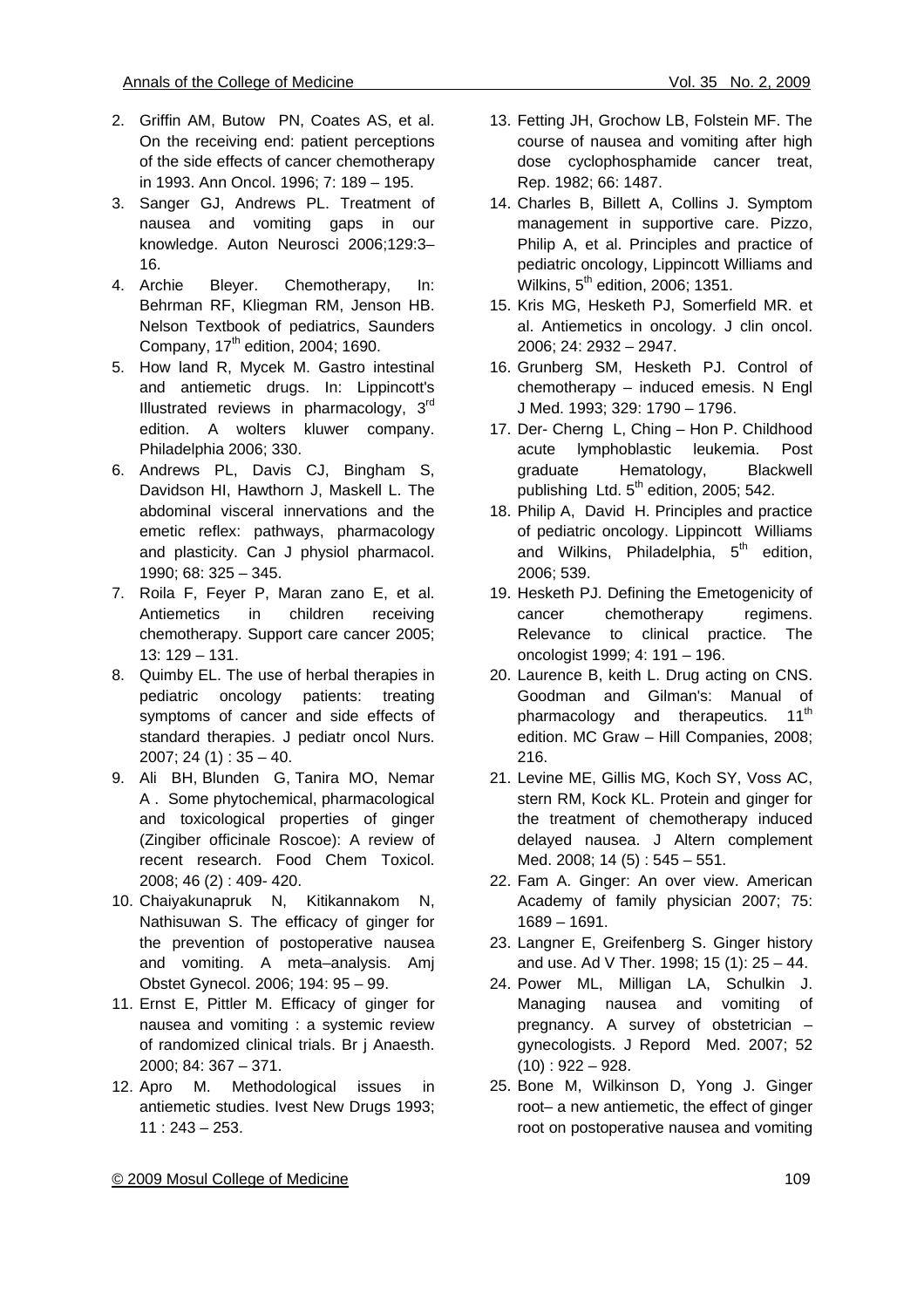2. Griffin AM, Butow PN, Coates AS, et al. On the receiving end: patient perceptions of the side effects of cancer chemotherapy in 1993. Ann Oncol. 1996; 7: 189 – 195.
3. Sanger GJ, Andrews PL. Treatment of nausea and vomiting gaps in our knowledge. Auton Neurosci 2006;129:3–16.
4. Archie Bleyer. Chemotherapy, In: Behrman RF, Kliegman RM, Jenson HB. Nelson Textbook of pediatrics, Saunders Company, 17th edition, 2004; 1690.
5. How land R, Mycek M. Gastro intestinal and antiemetic drugs. In: Lippincott's Illustrated reviews in pharmacology, 3rd edition. A wolters kluwer company. Philadelphia 2006; 330.
6. Andrews PL, Davis CJ, Bingham S, Davidson HI, Hawthorn J, Maskell L. The abdominal visceral innervations and the emetic reflex: pathways, pharmacology and plasticity. Can J physiol pharmacol. 1990; 68: 325 – 345.
7. Roila F, Feyer P, Maran zano E, et al. Antiemetics in children receiving chemotherapy. Support care cancer 2005; 13: 129 – 131.
8. Quimby EL. The use of herbal therapies in pediatric oncology patients: treating symptoms of cancer and side effects of standard therapies. J pediatr oncol Nurs. 2007; 24 (1) : 35 – 40.
9. Ali BH, Blunden G, Tanira MO, Nemar A . Some phytochemical, pharmacological and toxicological properties of ginger (Zingiber officinale Roscoe): A review of recent research. Food Chem Toxicol. 2008; 46 (2) : 409- 420.
10. Chaiyakunapruk N, Kitikannakom N, Nathisuwan S. The efficacy of ginger for the prevention of postoperative nausea and vomiting. A meta–analysis. Amj Obstet Gynecol. 2006; 194: 95 – 99.
11. Ernst E, Pittler M. Efficacy of ginger for nausea and vomiting : a systemic review of randomized clinical trials. Br j Anaesth. 2000; 84: 367 – 371.
12. Apro M. Methodological issues in antiemetic studies. Ivest New Drugs 1993; 11 : 243 – 253.
13. Fetting JH, Grochow LB, Folstein MF. The course of nausea and vomiting after high dose cyclophosphamide cancer treat, Rep. 1982; 66: 1487.
14. Charles B, Billett A, Collins J. Symptom management in supportive care. Pizzo, Philip A, et al. Principles and practice of pediatric oncology, Lippincott Williams and Wilkins, 5th edition, 2006; 1351.
15. Kris MG, Hesketh PJ, Somerfield MR. et al. Antiemetics in oncology. J clin oncol. 2006; 24: 2932 – 2947.
16. Grunberg SM, Hesketh PJ. Control of chemotherapy – induced emesis. N Engl J Med. 1993; 329: 1790 – 1796.
17. Der- Cherng L, Ching – Hon P. Childhood acute lymphoblastic leukemia. Post graduate Hematology, Blackwell publishing Ltd. 5th edition, 2005; 542.
18. Philip A, David H. Principles and practice of pediatric oncology. Lippincott Williams and Wilkins, Philadelphia, 5th edition, 2006; 539.
19. Hesketh PJ. Defining the Emetogenicity of cancer chemotherapy regimens. Relevance to clinical practice. The oncologist 1999; 4: 191 – 196.
20. Laurence B, keith L. Drug acting on CNS. Goodman and Gilman's: Manual of pharmacology and therapeutics. 11th edition. MC Graw – Hill Companies, 2008; 216.
21. Levine ME, Gillis MG, Koch SY, Voss AC, stern RM, Kock KL. Protein and ginger for the treatment of chemotherapy induced delayed nausea. J Altern complement Med. 2008; 14 (5) : 545 – 551.
22. Fam A. Ginger: An over view. American Academy of family physician 2007; 75: 1689 – 1691.
23. Langner E, Greifenberg S. Ginger history and use. Ad V Ther. 1998; 15 (1): 25 – 44.
24. Power ML, Milligan LA, Schulkin J. Managing nausea and vomiting of pregnancy. A survey of obstetrician – gynecologists. J Repord Med. 2007; 52 (10) : 922 – 928.
25. Bone M, Wilkinson D, Yong J. Ginger root– a new antiemetic, the effect of ginger root on postoperative nausea and vomiting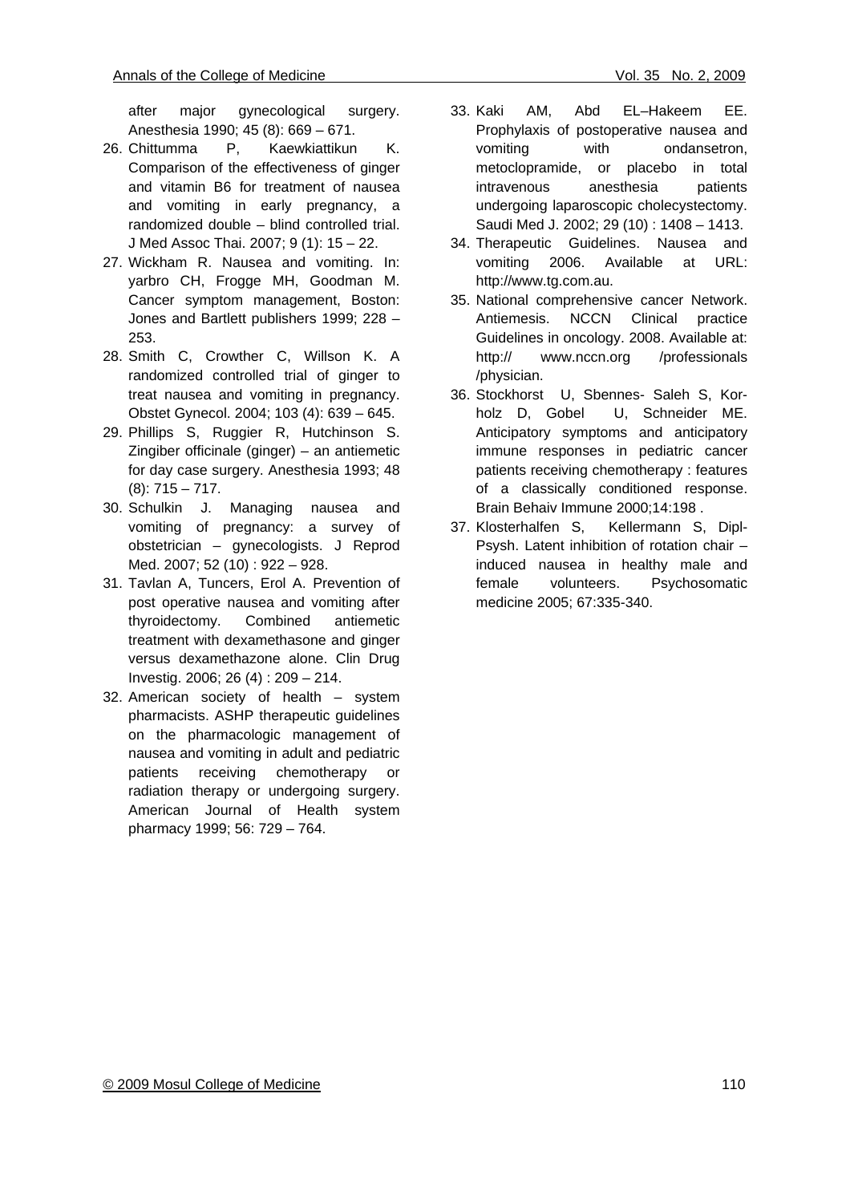after major gynecological surgery. Anesthesia 1990; 45 (8): 669 – 671.

26. Chittumma P, Kaewkiattikun K. Comparison of the effectiveness of ginger and vitamin B6 for treatment of nausea and vomiting in early pregnancy, a randomized double – blind controlled trial. J Med Assoc Thai. 2007; 9 (1): 15 – 22.
27. Wickham R. Nausea and vomiting. In: yarbro CH, Frogge MH, Goodman M. Cancer symptom management, Boston: Jones and Bartlett publishers 1999; 228 – 253.
28. Smith C, Crowther C, Willson K. A randomized controlled trial of ginger to treat nausea and vomiting in pregnancy. Obstet Gynecol. 2004; 103 (4): 639 – 645.
29. Phillips S, Ruggier R, Hutchinson S. Zingiber officinale (ginger) – an antiemetic for day case surgery. Anesthesia 1993; 48 (8): 715 – 717.
30. Schulkin J. Managing nausea and vomiting of pregnancy: a survey of obstetrician – gynecologists. J Reprod Med. 2007; 52 (10) : 922 – 928.
31. Tavlan A, Tuncers, Erol A. Prevention of post operative nausea and vomiting after thyroidectomy. Combined antiemetic treatment with dexamethasone and ginger versus dexamethazone alone. Clin Drug Investig. 2006; 26 (4) : 209 – 214.
32. American society of health – system pharmacists. ASHP therapeutic guidelines on the pharmacologic management of nausea and vomiting in adult and pediatric patients receiving chemotherapy or radiation therapy or undergoing surgery. American Journal of Health system pharmacy 1999; 56: 729 – 764.
33. Kaki AM, Abd EL–Hakeem EE. Prophylaxis of postoperative nausea and vomiting with ondansetron, metoclopramide, or placebo in total intravenous anesthesia patients undergoing laparoscopic cholecystectomy. Saudi Med J. 2002; 29 (10) : 1408 – 1413.
34. Therapeutic Guidelines. Nausea and vomiting 2006. Available at URL: http://www.tg.com.au.
35. National comprehensive cancer Network. Antiemesis. NCCN Clinical practice Guidelines in oncology. 2008. Available at: http:// www.nccn.org /professionals /physician.
36. Stockhorst U, Sbennes- Saleh S, Kor-holz D, Gobel U, Schneider ME. Anticipatory symptoms and anticipatory immune responses in pediatric cancer patients receiving chemotherapy : features of a classically conditioned response. Brain Behaiv Immune 2000;14:198 .
37. Klosterhalfen S, Kellermann S, Dipl-Psysh. Latent inhibition of rotation chair – induced nausea in healthy male and female volunteers. Psychosomatic medicine 2005; 67:335-340.